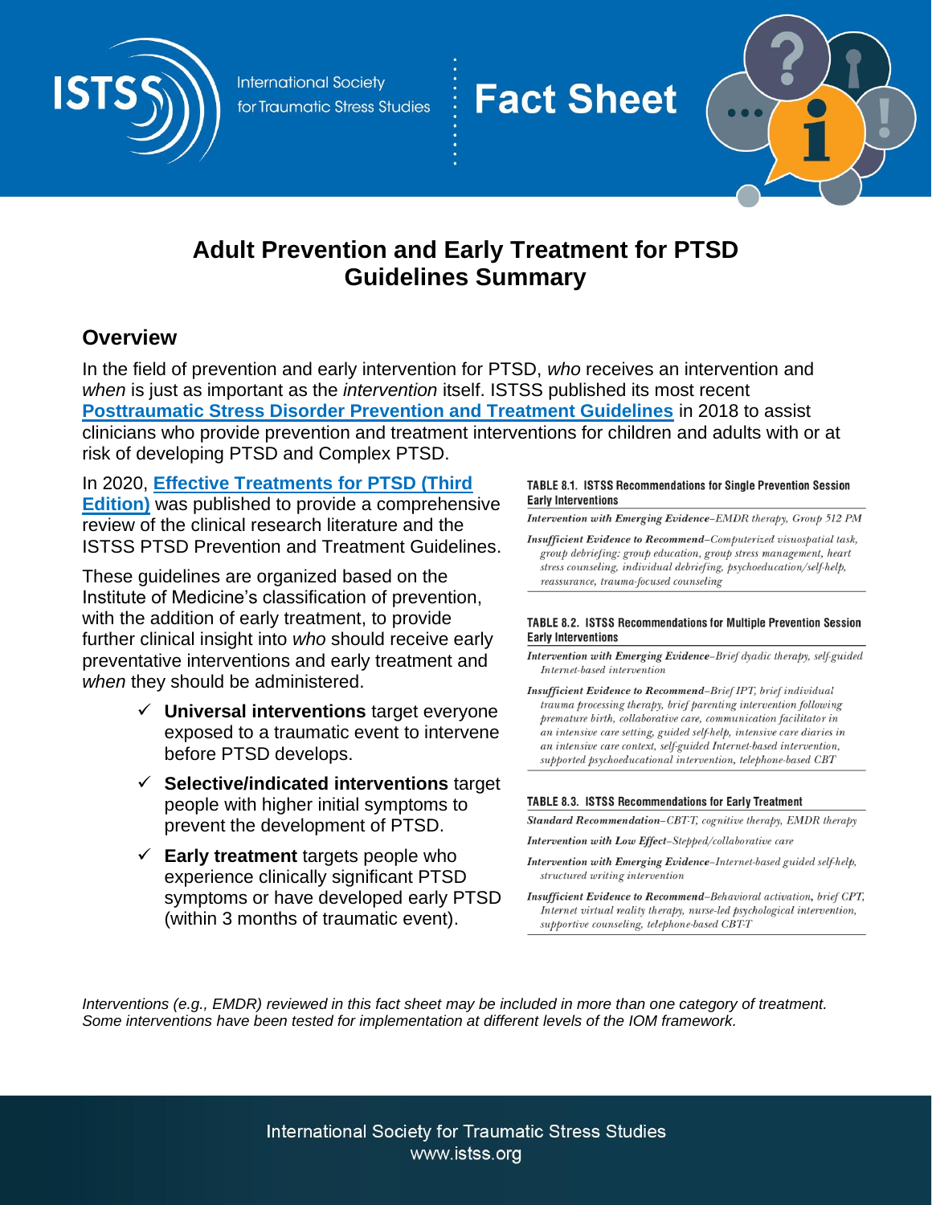# Adult Prevention and Early Treatment for PTSD Guidelines Summary

## Overview

In the field of prevention and early intervention for PTSD, *who* receives an intervention and *when* is just as important as the *intervention* itself. ISTSS published its most recent **[Posttraumatic Stress Disorder Prevention and Treatment Guidelines]** in 2018 to assist clinicians who provide prevention and treatment interventions for children and adults with or at risk of developing PTSD and Complex PTSD.

In 2020, **[Effective Treatments for PTSD (Third Edition)]** was published to provide a comprehensive review of the clinical research literature and the ISTSS PTSD Prevention and Treatment Guidelines.

These guidelines are organized based on the Institute of Medicine's classification of prevention, with the addition of early treatment, to provide further clinical insight into *who* should receive early preventative interventions and early treatment and *when* they should be administered.

- ✓ **Universal interventions** target everyone exposed to a traumatic event to intervene before PTSD develops.
- ✓ **Selective/indicated interventions** target people with higher initial symptoms to prevent the development of PTSD.
- ✓ **Early treatment** targets people who experience clinically significant PTSD symptoms or have developed early PTSD (within 3 months of traumatic event).

**TABLE 8.1. ISTSS Recommendations for Single Prevention Session Early Interventions**

*Intervention with Emerging Evidence*–*EMDR therapy, Group 512 PM*

*Insufficient Evidence to Recommend*–*Computerized visuospatial task, group debriefing: group education, group stress management, heart stress counseling, individual debriefing, psychoeducation/self-help, reassurance, trauma-focused counseling*

**TABLE 8.2. ISTSS Recommendations for Multiple Prevention Session Early Interventions**

*Intervention with Emerging Evidence*–*Brief dyadic therapy, self-guided Internet-based intervention*

*Insufficient Evidence to Recommend*–*Brief IPT, brief individual trauma processing therapy, brief parenting intervention following premature birth, collaborative care, communication facilitator in an intensive care setting, guided self-help, intensive care diaries in an intensive care context, self-guided Internet-based intervention, supported psychoeducational intervention, telephone-based CBT*

**TABLE 8.3. ISTSS Recommendations for Early Treatment**

*Standard Recommendation*–*CBT-T, cognitive therapy, EMDR therapy*

*Intervention with Low Effect*–*Stepped/collaborative care*

*Intervention with Emerging Evidence*–*Internet-based guided self-help, structured writing intervention*

*Insufficient Evidence to Recommend*–*Behavioral activation, brief CPT, Internet virtual reality therapy, nurse-led psychological intervention, supportive counseling, telephone-based CBT-T*

*Interventions (e.g., EMDR) reviewed in this fact sheet may be included in more than one category of treatment. Some interventions have been tested for implementation at different levels of the IOM framework.*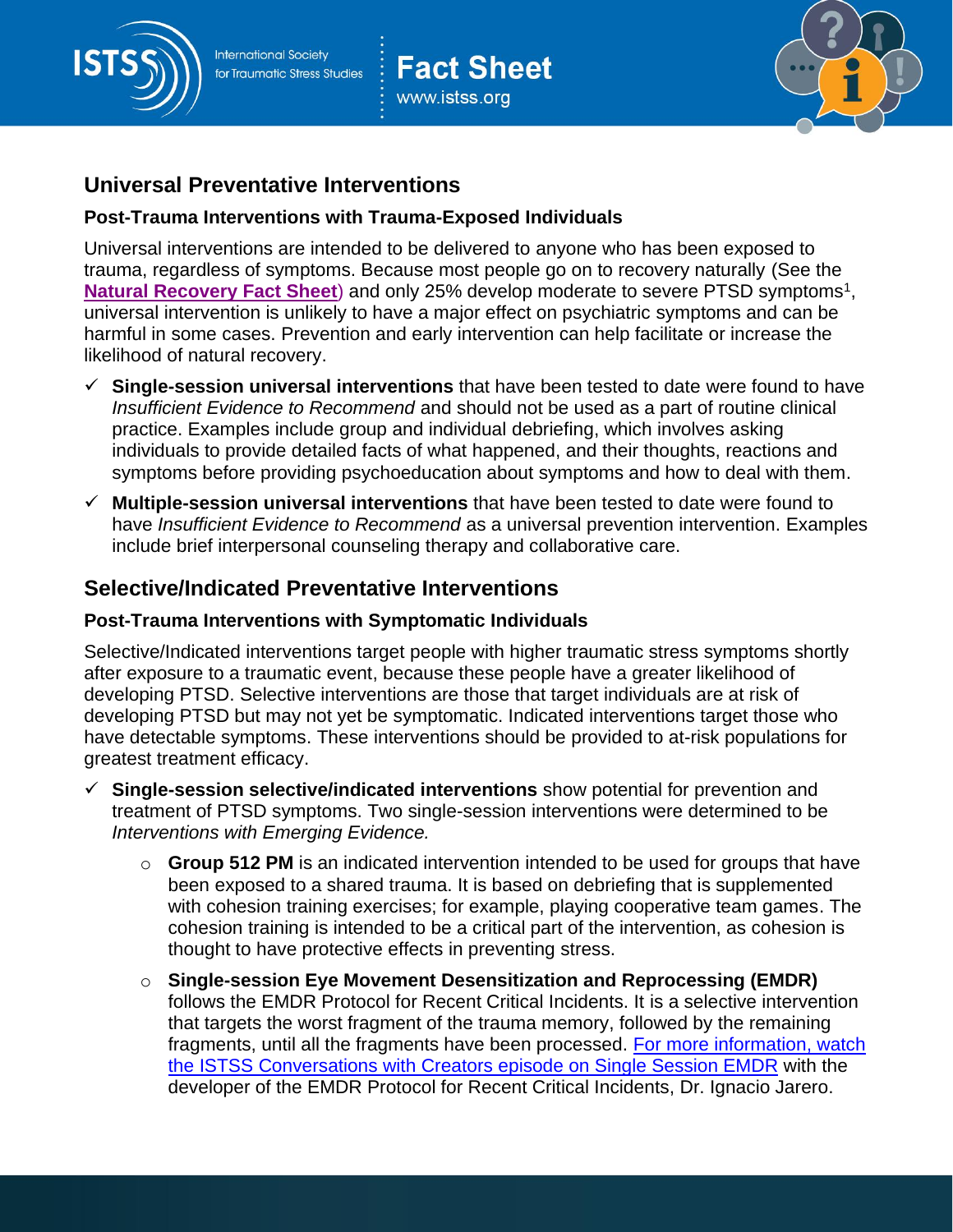## Universal Preventative Interventions

### Post-Trauma Interventions with Trauma-Exposed Individuals

Universal interventions are intended to be delivered to anyone who has been exposed to trauma, regardless of symptoms. Because most people go on to recovery naturally (See the **Natural Recovery Fact Sheet**) and only 25% develop moderate to severe PTSD symptoms[1], universal intervention is unlikely to have a major effect on psychiatric symptoms and can be harmful in some cases. Prevention and early intervention can help facilitate or increase the likelihood of natural recovery.

- ✓ **Single-session universal interventions** that have been tested to date were found to have *Insufficient Evidence to Recommend* and should not be used as a part of routine clinical practice. Examples include group and individual debriefing, which involves asking individuals to provide detailed facts of what happened, and their thoughts, reactions and symptoms before providing psychoeducation about symptoms and how to deal with them.
- ✓ **Multiple-session universal interventions** that have been tested to date were found to have *Insufficient Evidence to Recommend* as a universal prevention intervention. Examples include brief interpersonal counseling therapy and collaborative care.

## Selective/Indicated Preventative Interventions

### Post-Trauma Interventions with Symptomatic Individuals

Selective/Indicated interventions target people with higher traumatic stress symptoms shortly after exposure to a traumatic event, because these people have a greater likelihood of developing PTSD. Selective interventions are those that target individuals are at risk of developing PTSD but may not yet be symptomatic. Indicated interventions target those who have detectable symptoms. These interventions should be provided to at-risk populations for greatest treatment efficacy.

- ✓ **Single-session selective/indicated interventions** show potential for prevention and treatment of PTSD symptoms. Two single-session interventions were determined to be *Interventions with Emerging Evidence.*
  - **Group 512 PM** is an indicated intervention intended to be used for groups that have been exposed to a shared trauma. It is based on debriefing that is supplemented with cohesion training exercises; for example, playing cooperative team games. The cohesion training is intended to be a critical part of the intervention, as cohesion is thought to have protective effects in preventing stress.
  - **Single-session Eye Movement Desensitization and Reprocessing (EMDR)** follows the EMDR Protocol for Recent Critical Incidents. It is a selective intervention that targets the worst fragment of the trauma memory, followed by the remaining fragments, until all the fragments have been processed. For more information, watch the ISTSS Conversations with Creators episode on Single Session EMDR with the developer of the EMDR Protocol for Recent Critical Incidents, Dr. Ignacio Jarero.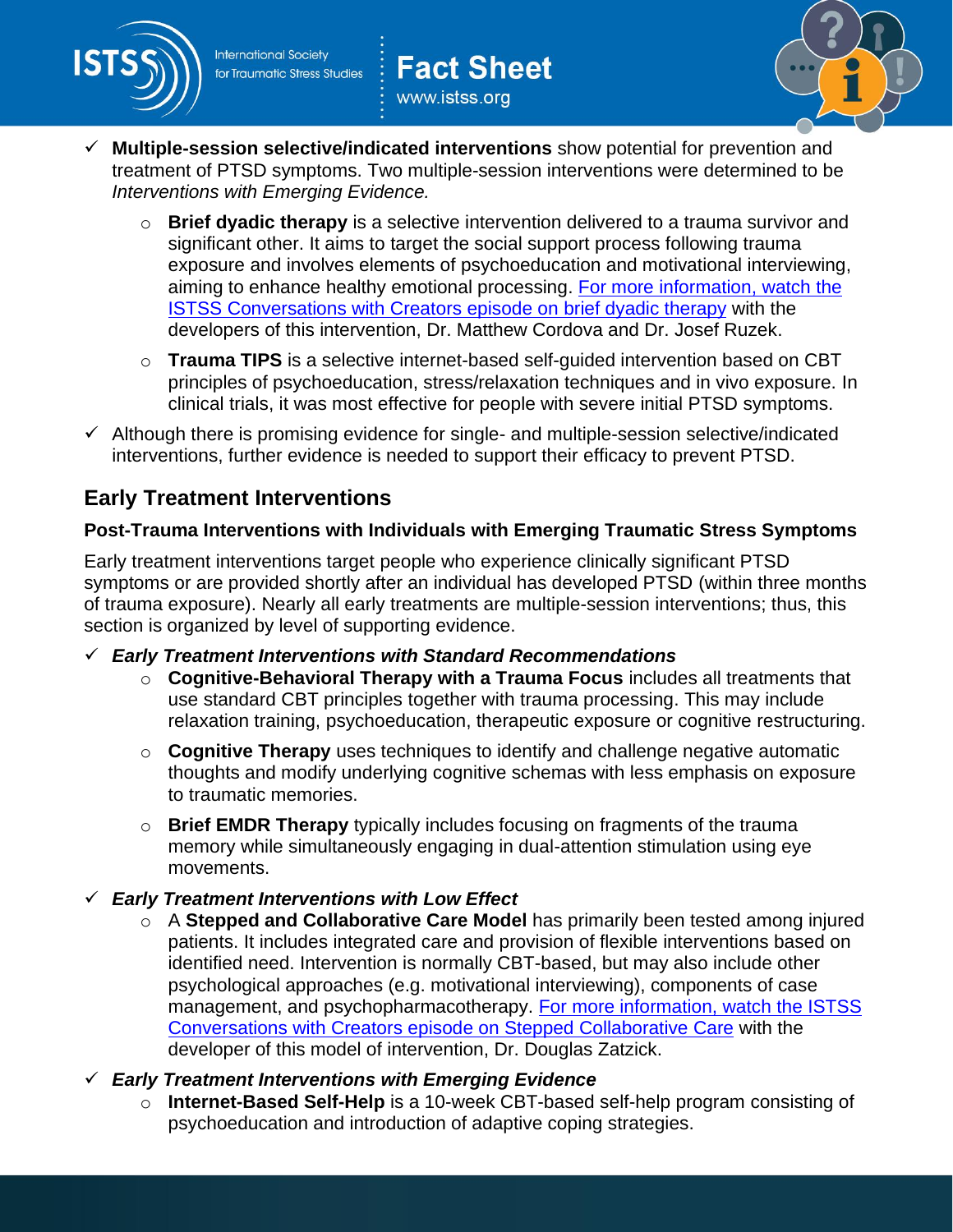- ✓ **Multiple-session selective/indicated interventions** show potential for prevention and treatment of PTSD symptoms. Two multiple-session interventions were determined to be *Interventions with Emerging Evidence.*
    - **Brief dyadic therapy** is a selective intervention delivered to a trauma survivor and significant other. It aims to target the social support process following trauma exposure and involves elements of psychoeducation and motivational interviewing, aiming to enhance healthy emotional processing. For more information, watch the ISTSS Conversations with Creators episode on brief dyadic therapy with the developers of this intervention, Dr. Matthew Cordova and Dr. Josef Ruzek.
    - **Trauma TIPS** is a selective internet-based self-guided intervention based on CBT principles of psychoeducation, stress/relaxation techniques and in vivo exposure. In clinical trials, it was most effective for people with severe initial PTSD symptoms.
- ✓ Although there is promising evidence for single- and multiple-session selective/indicated interventions, further evidence is needed to support their efficacy to prevent PTSD.

## Early Treatment Interventions

### Post-Trauma Interventions with Individuals with Emerging Traumatic Stress Symptoms

Early treatment interventions target people who experience clinically significant PTSD symptoms or are provided shortly after an individual has developed PTSD (within three months of trauma exposure). Nearly all early treatments are multiple-session interventions; thus, this section is organized by level of supporting evidence.

- ✓ ***Early Treatment Interventions with Standard Recommendations***
    - **Cognitive-Behavioral Therapy with a Trauma Focus** includes all treatments that use standard CBT principles together with trauma processing. This may include relaxation training, psychoeducation, therapeutic exposure or cognitive restructuring.
    - **Cognitive Therapy** uses techniques to identify and challenge negative automatic thoughts and modify underlying cognitive schemas with less emphasis on exposure to traumatic memories.
    - **Brief EMDR Therapy** typically includes focusing on fragments of the trauma memory while simultaneously engaging in dual-attention stimulation using eye movements.
- ✓ ***Early Treatment Interventions with Low Effect***
    - A **Stepped and Collaborative Care Model** has primarily been tested among injured patients. It includes integrated care and provision of flexible interventions based on identified need. Intervention is normally CBT-based, but may also include other psychological approaches (e.g. motivational interviewing), components of case management, and psychopharmacotherapy. For more information, watch the ISTSS Conversations with Creators episode on Stepped Collaborative Care with the developer of this model of intervention, Dr. Douglas Zatzick.
- ✓ ***Early Treatment Interventions with Emerging Evidence***
    - **Internet-Based Self-Help** is a 10-week CBT-based self-help program consisting of psychoeducation and introduction of adaptive coping strategies.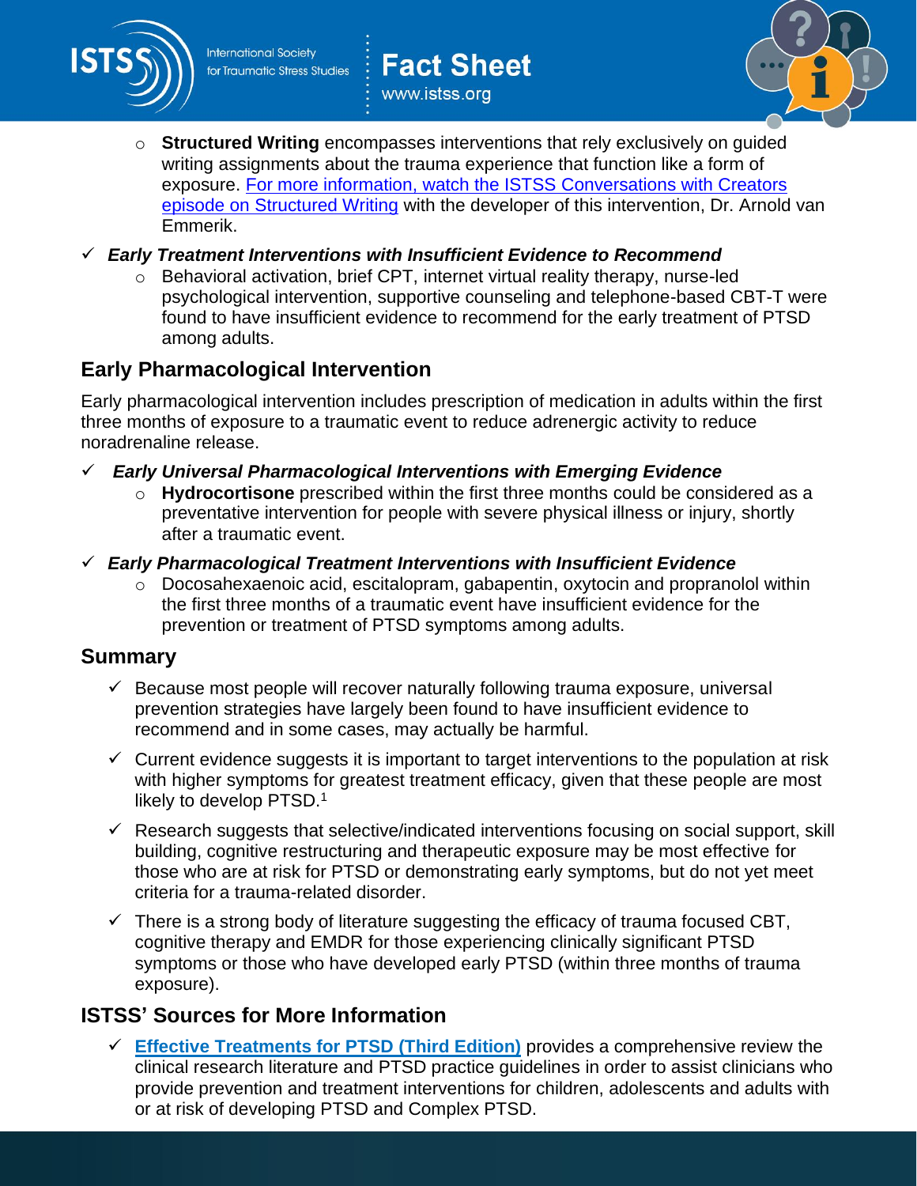- **Structured Writing** encompasses interventions that rely exclusively on guided writing assignments about the trauma experience that function like a form of exposure. [For more information, watch the ISTSS Conversations with Creators episode on Structured Writing] with the developer of this intervention, Dr. Arnold van Emmerik.

✓ ***Early Treatment Interventions with Insufficient Evidence to Recommend***

- Behavioral activation, brief CPT, internet virtual reality therapy, nurse-led psychological intervention, supportive counseling and telephone-based CBT-T were found to have insufficient evidence to recommend for the early treatment of PTSD among adults.

## Early Pharmacological Intervention

Early pharmacological intervention includes prescription of medication in adults within the first three months of exposure to a traumatic event to reduce adrenergic activity to reduce noradrenaline release.

✓ ***Early Universal Pharmacological Interventions with Emerging Evidence***

- **Hydrocortisone** prescribed within the first three months could be considered as a preventative intervention for people with severe physical illness or injury, shortly after a traumatic event.

✓ ***Early Pharmacological Treatment Interventions with Insufficient Evidence***

- Docosahexaenoic acid, escitalopram, gabapentin, oxytocin and propranolol within the first three months of a traumatic event have insufficient evidence for the prevention or treatment of PTSD symptoms among adults.

## Summary

- ✓ Because most people will recover naturally following trauma exposure, universal prevention strategies have largely been found to have insufficient evidence to recommend and in some cases, may actually be harmful.
- ✓ Current evidence suggests it is important to target interventions to the population at risk with higher symptoms for greatest treatment efficacy, given that these people are most likely to develop PTSD.[1]
- ✓ Research suggests that selective/indicated interventions focusing on social support, skill building, cognitive restructuring and therapeutic exposure may be most effective for those who are at risk for PTSD or demonstrating early symptoms, but do not yet meet criteria for a trauma-related disorder.
- ✓ There is a strong body of literature suggesting the efficacy of trauma focused CBT, cognitive therapy and EMDR for those experiencing clinically significant PTSD symptoms or those who have developed early PTSD (within three months of trauma exposure).

## ISTSS' Sources for More Information

- ✓ **[Effective Treatments for PTSD (Third Edition)]** provides a comprehensive review the clinical research literature and PTSD practice guidelines in order to assist clinicians who provide prevention and treatment interventions for children, adolescents and adults with or at risk of developing PTSD and Complex PTSD.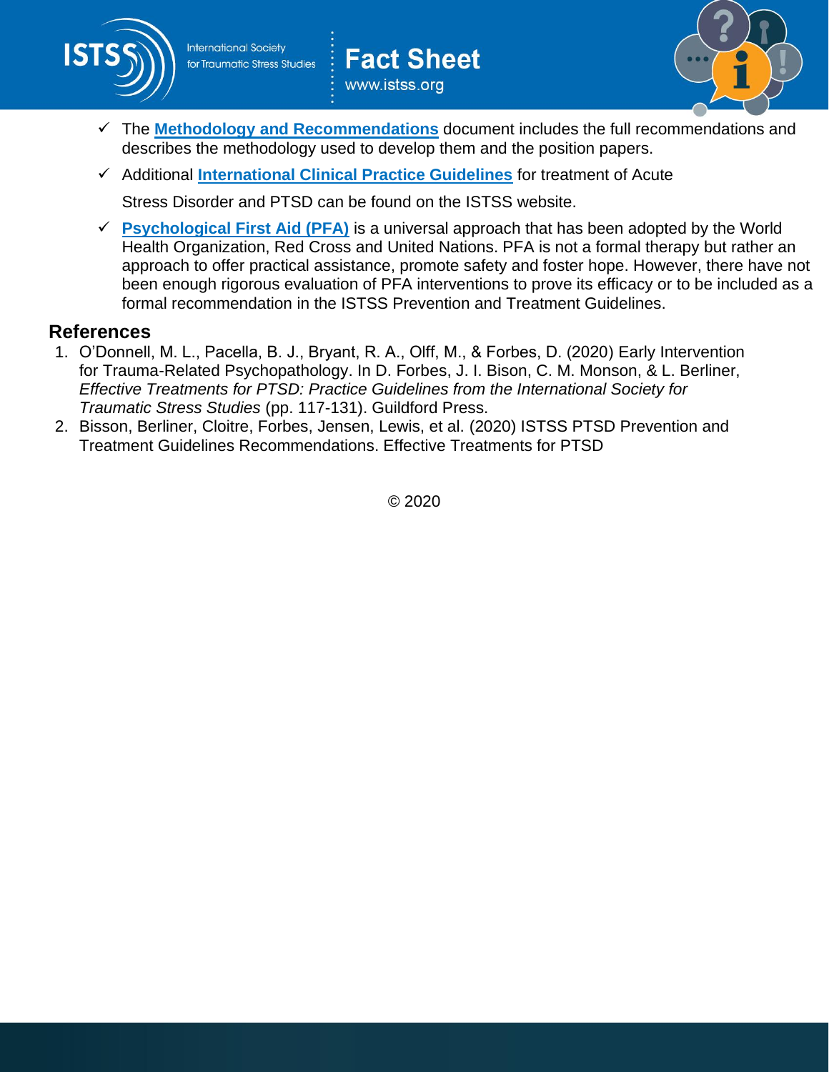- ✓ The **Methodology and Recommendations** document includes the full recommendations and describes the methodology used to develop them and the position papers.
- ✓ Additional **International Clinical Practice Guidelines** for treatment of Acute Stress Disorder and PTSD can be found on the ISTSS website.
- ✓ **Psychological First Aid (PFA)** is a universal approach that has been adopted by the World Health Organization, Red Cross and United Nations. PFA is not a formal therapy but rather an approach to offer practical assistance, promote safety and foster hope. However, there have not been enough rigorous evaluation of PFA interventions to prove its efficacy or to be included as a formal recommendation in the ISTSS Prevention and Treatment Guidelines.

## References

1. O'Donnell, M. L., Pacella, B. J., Bryant, R. A., Olff, M., & Forbes, D. (2020) Early Intervention for Trauma-Related Psychopathology. In D. Forbes, J. I. Bison, C. M. Monson, & L. Berliner, *Effective Treatments for PTSD: Practice Guidelines from the International Society for Traumatic Stress Studies* (pp. 117-131). Guildford Press.
2. Bisson, Berliner, Cloitre, Forbes, Jensen, Lewis, et al. (2020) ISTSS PTSD Prevention and Treatment Guidelines Recommendations. Effective Treatments for PTSD

© 2020